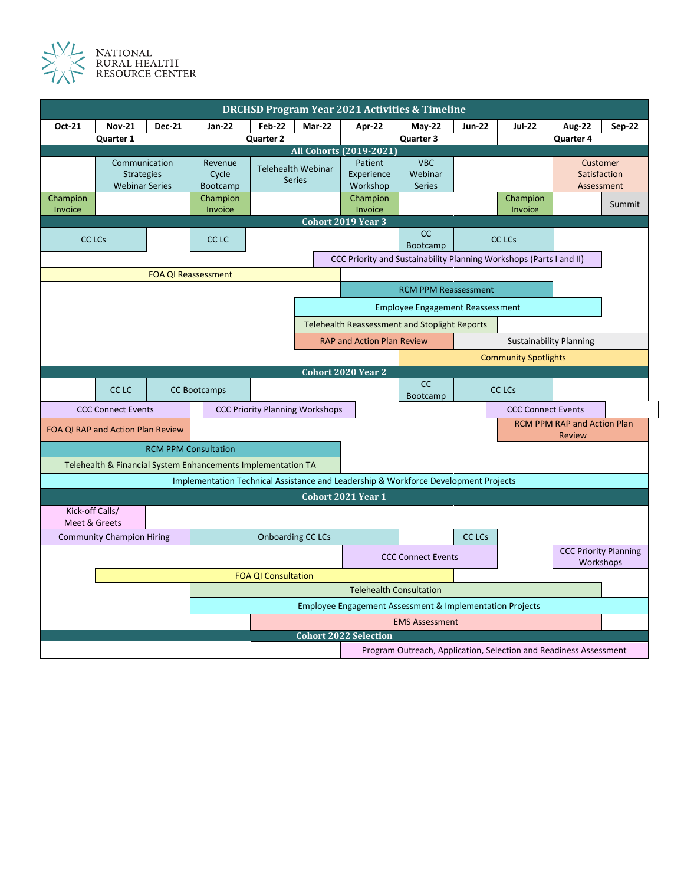NATIONAL RURAL HEALTH RESOURCE CENTER

# DRCHSD Program Year 2021 Activities & Timeline

| Oct-21 | Nov-21 | Dec-21 | Jan-22 | Feb-22 | Mar-22 | Apr-22 | May-22 | Jun-22 | Jul-22 | Aug-22 | Sep-22 |
|---|---|---|---|---|---|---|---|---|---|---|---|
| Quarter 1 | | | Quarter 2 | | | Quarter 3 | | | Quarter 4 | | |
| **All Cohorts (2019-2021)** | | | | | | | | | | | |
| | Communication Strategies Webinar Series | | Revenue Cycle Bootcamp | Telehealth Webinar Series | | Patient Experience Workshop | VBC Webinar Series | | | Customer Satisfaction Assessment | |
| Champion Invoice | | | Champion Invoice | | | Champion Invoice | | | Champion Invoice | | Summit |
| **Cohort 2019 Year 3** | | | | | | | | | | | |
| CC LCs | | | CC LC | | | | CC Bootcamp | CC LCs | | | |
| | | | | | CCC Priority and Sustainability Planning Workshops (Parts I and II) | | | | | | |
| FOA QI Reassessment | | | | | | | | | | | |
| | | | | | | RCM PPM Reassessment | | | | | |
| | | | | | Employee Engagement Reassessment | | | | | | |
| | | | | | Telehealth Reassessment and Stoplight Reports | | | | | | |
| | | | | | RAP and Action Plan Review | | | Sustainability Planning | | | |
| | | | | | | | Community Spotlights | | | | |
| **Cohort 2020 Year 2** | | | | | | | | | | | |
| | CC LC | CC Bootcamps | | | | | CC Bootcamp | CC LCs | | | |
| CCC Connect Events | | | CCC Priority Planning Workshops | | | | | | CCC Connect Events | | |
| FOA QI RAP and Action Plan Review | | | | | | | | | RCM PPM RAP and Action Plan Review | | |
| RCM PPM Consultation | | | | | | | | | | | |
| Telehealth & Financial System Enhancements Implementation TA | | | | | | | | | | | |
| Implementation Technical Assistance and Leadership & Workforce Development Projects | | | | | | | | | | | |
| **Cohort 2021 Year 1** | | | | | | | | | | | |
| Kick-off Calls/ Meet & Greets | | | | | | | | | | | |
| Community Champion Hiring | | | Onboarding CC LCs | | | | | CC LCs | | | |
| | | | | | | CCC Connect Events | | | | CCC Priority Planning Workshops | |
| | FOA QI Consultation | | | | | | | | | | |
| | | | Telehealth Consultation | | | | | | | | |
| | | | Employee Engagement Assessment & Implementation Projects | | | | | | | | |
| | | | | EMS Assessment | | | | | | | |
| **Cohort 2022 Selection** | | | | | | | | | | | |
| | | | | | | Program Outreach, Application, Selection and Readiness Assessment | | | | | |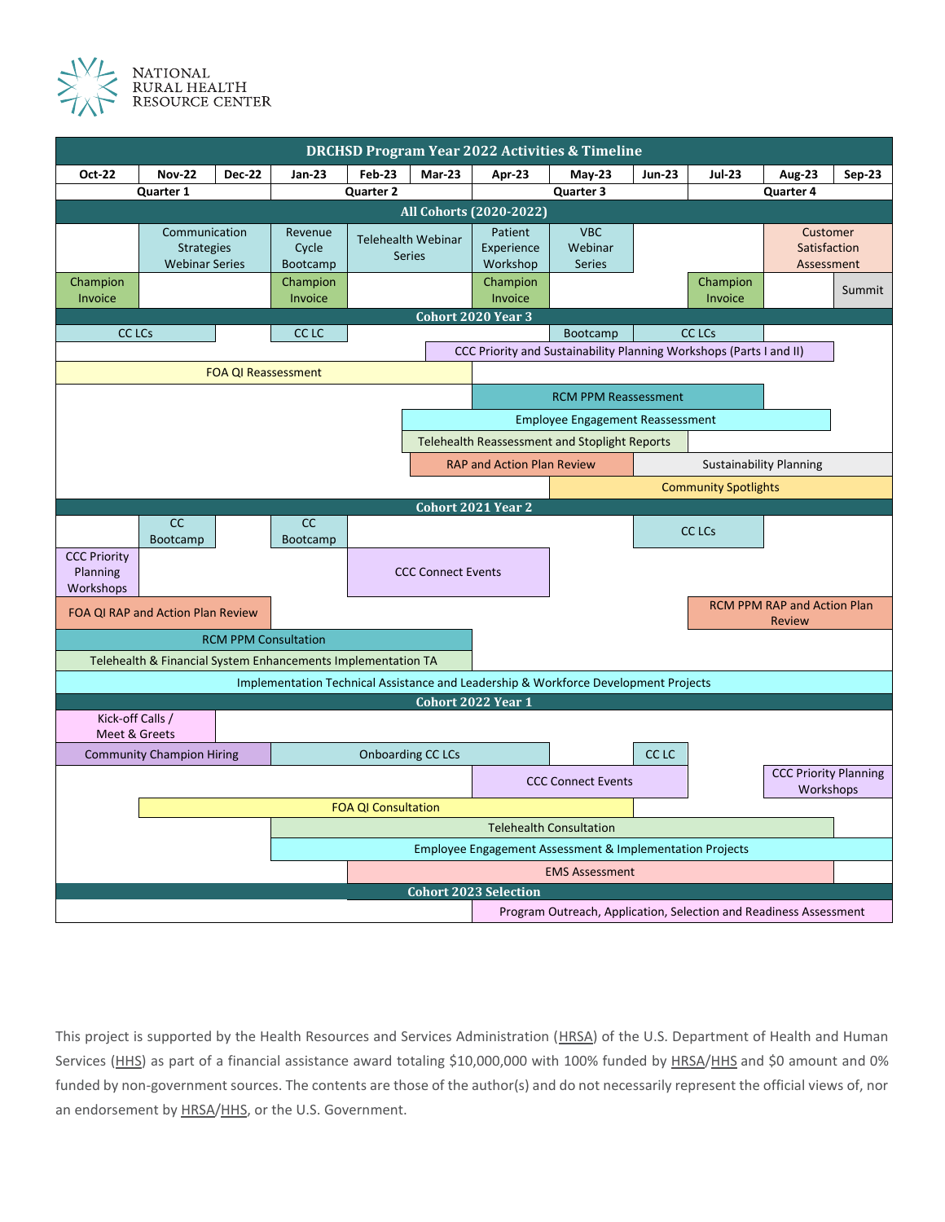| DRCHSD Program Year 2022 Activities & Timeline | | | | | | | | | | | |
|---|---|---|---|---|---|---|---|---|---|---|---|
| Oct-22 | Nov-22 | Dec-22 | Jan-23 | Feb-23 | Mar-23 | Apr-23 | May-23 | Jun-23 | Jul-23 | Aug-23 | Sep-23 |
| Quarter 1 | | | Quarter 2 | | | Quarter 3 | | | Quarter 4 | | |
| **All Cohorts (2020-2022)** | | | | | | | | | | | |
| | Communication Strategies Webinar Series | | Revenue Cycle Bootcamp | Telehealth Webinar Series | | Patient Experience Workshop | VBC Webinar Series | | | Customer Satisfaction Assessment | |
| Champion Invoice | | | Champion Invoice | | | Champion Invoice | | | Champion Invoice | | Summit |
| **Cohort 2020 Year 3** | | | | | | | | | | | |
| CC LCs | | | CC LC | | | | Bootcamp | CC LCs | | | |
| | | | | | CCC Priority and Sustainability Planning Workshops (Parts I and II) | | | | | | |
| FOA QI Reassessment | | | | | | | | | | | |
| | | | | | | RCM PPM Reassessment | | | | | |
| | | | | Employee Engagement Reassessment | | | | | | | |
| | | | | Telehealth Reassessment and Stoplight Reports | | | | | | | |
| | | | | | RAP and Action Plan Review | | | Sustainability Planning | | | |
| | | | | | | | Community Spotlights | | | | |
| **Cohort 2021 Year 2** | | | | | | | | | | | |
| | CC Bootcamp | | CC Bootcamp | | | | | CC LCs | | | |
| CCC Priority Planning Workshops | | | | CCC Connect Events | | | | | | | |
| FOA QI RAP and Action Plan Review | | | | | | | | | RCM PPM RAP and Action Plan Review | | |
| RCM PPM Consultation | | | | | | | | | | | |
| Telehealth & Financial System Enhancements Implementation TA | | | | | | | | | | | |
| Implementation Technical Assistance and Leadership & Workforce Development Projects | | | | | | | | | | | |
| **Cohort 2022 Year 1** | | | | | | | | | | | |
| Kick-off Calls / Meet & Greets | | | | | | | | | | | |
| Community Champion Hiring | | | Onboarding CC LCs | | | | | CC LC | | | |
| | | | | | | CCC Connect Events | | | | CCC Priority Planning Workshops | |
| | FOA QI Consultation | | | | | | | | | | |
| | | | Telehealth Consultation | | | | | | | | |
| | | | Employee Engagement Assessment & Implementation Projects | | | | | | | | |
| | | | | EMS Assessment | | | | | | | |
| **Cohort 2023 Selection** | | | | | | | | | | | |
| | | | | | | Program Outreach, Application, Selection and Readiness Assessment | | | | | |

This project is supported by the Health Resources and Services Administration (HRSA) of the U.S. Department of Health and Human Services (HHS) as part of a financial assistance award totaling $10,000,000 with 100% funded by HRSA/HHS and $0 amount and 0% funded by non-government sources. The contents are those of the author(s) and do not necessarily represent the official views of, nor an endorsement by HRSA/HHS, or the U.S. Government.